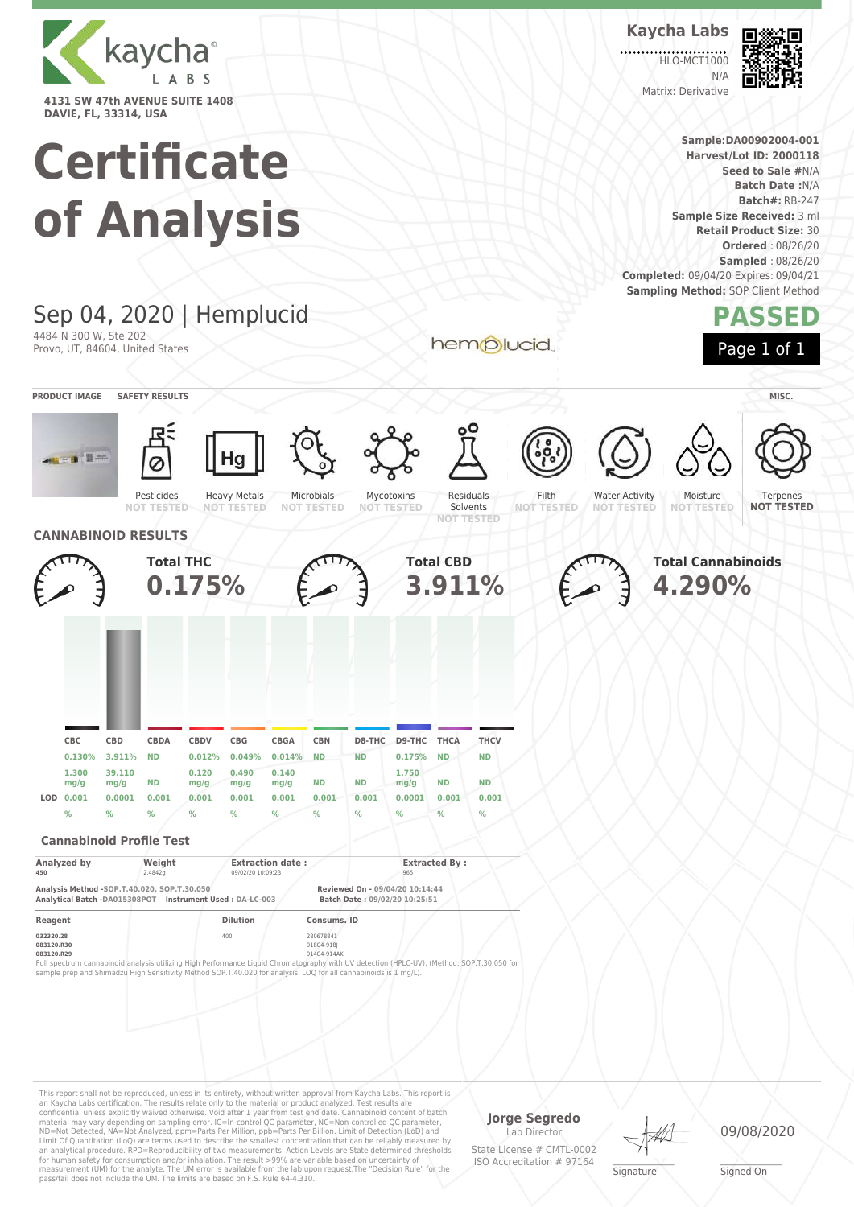kaycha LABS

4131 SW 47th AVENUE SUITE 1408
DAVIE, FL, 33314, USA

**Kaycha Labs**

HLO-MCT1000
N/A
Matrix: Derivative

# Certificate of Analysis

**Sample:** DA00902004-001
**Harvest/Lot ID:** 2000118
**Seed to Sale #** N/A
**Batch Date :** N/A
**Batch#:** RB-247
**Sample Size Received:** 3 ml
**Retail Product Size:** 30
**Ordered** : 08/26/20
**Sampled** : 08/26/20
**Completed:** 09/04/20 Expires: 09/04/21
**Sampling Method:** SOP Client Method

## Sep 04, 2020 | Hemplucid

4484 N 300 W, Ste 202
Provo, UT, 84604, United States

hemplucid

**PASSED**

**PRODUCT IMAGE** | **SAFETY RESULTS** | **MISC.**

| Pesticides | Heavy Metals | Microbials | Mycotoxins | Residuals Solvents | Filth | Water Activity | Moisture | Terpenes |
|---|---|---|---|---|---|---|---|---|
| NOT TESTED | NOT TESTED | NOT TESTED | NOT TESTED | NOT TESTED | NOT TESTED | NOT TESTED | NOT TESTED | NOT TESTED |

## CANNABINOID RESULTS

**Total THC** 0.175%

**Total CBD** 3.911%

**Total Cannabinoids** 4.290%

| | CBC | CBD | CBDA | CBDV | CBG | CBGA | CBN | D8-THC | D9-THC | THCA | THCV |
|---|---|---|---|---|---|---|---|---|---|---|---|
| | 0.130% | 3.911% | ND | 0.012% | 0.049% | 0.014% | ND | ND | 0.175% | ND | ND |
| | 1.300 mg/g | 39.110 mg/g | ND | 0.120 mg/g | 0.490 mg/g | 0.140 mg/g | ND | ND | 1.750 mg/g | ND | ND |
| LOD | 0.001 | 0.0001 | 0.001 | 0.001 | 0.001 | 0.001 | 0.001 | 0.001 | 0.0001 | 0.001 | 0.001 |
| | % | % | % | % | % | % | % | % | % | % | % |

### Cannabinoid Profile Test

| Analyzed by | Weight | Extraction date : | Extracted By : |
|---|---|---|---|
| 450 | 2.4842g | 09/02/20 10:09:23 | 965 |

**Analysis Method** -SOP.T.40.020, SOP.T.30.050
**Analytical Batch** -DA015308POT **Instrument Used :** DA-LC-003
**Reviewed On** - 09/04/20 10:14:44
**Batch Date :** 09/02/20 10:25:51

| Reagent | Dilution | Consums. ID |
|---|---|---|
| 032320.28<br>083120.R30<br>083120.R29 | 400 | 280678841<br>918C4-918J<br>914C4-914AK |

Full spectrum cannabinoid analysis utilizing High Performance Liquid Chromatography with UV detection (HPLC-UV). (Method: SOP.T.30.050 for sample prep and Shimadzu High Sensitivity Method SOP.T.40.020 for analysis. LOQ for all cannabinoids is 1 mg/L).

This report shall not be reproduced, unless in its entirety, without written approval from Kaycha Labs. This report is an Kaycha Labs certification. The results relate only to the material or product analyzed. Test results are confidential unless explicitly waived otherwise. Void after 1 year from test end date. Cannabinoid content of batch material may vary depending on sampling error. IC=In-control QC parameter, NC=Non-controlled QC parameter, ND=Not Detected, NA=Not Analyzed, ppm=Parts Per Million, ppb=Parts Per Billion. Limit of Detection (LoD) and Limit Of Quantitation (LoQ) are terms used to describe the smallest concentration that can be reliably measured by an analytical procedure. RPD=Reproducibility of two measurements. Action Levels are State determined thresholds for human safety for consumption and/or inhalation. The result >99% are variable based on uncertainty of measurement (UM) for the analyte. The UM error is available from the lab upon request.The "Decision Rule" for the pass/fail does not include the UM. The limits are based on F.S. Rule 64-4.310.

**Jorge Segredo**
Lab Director
State License # CMTL-0002
ISO Accreditation # 97164

Signature

09/08/2020
Signed On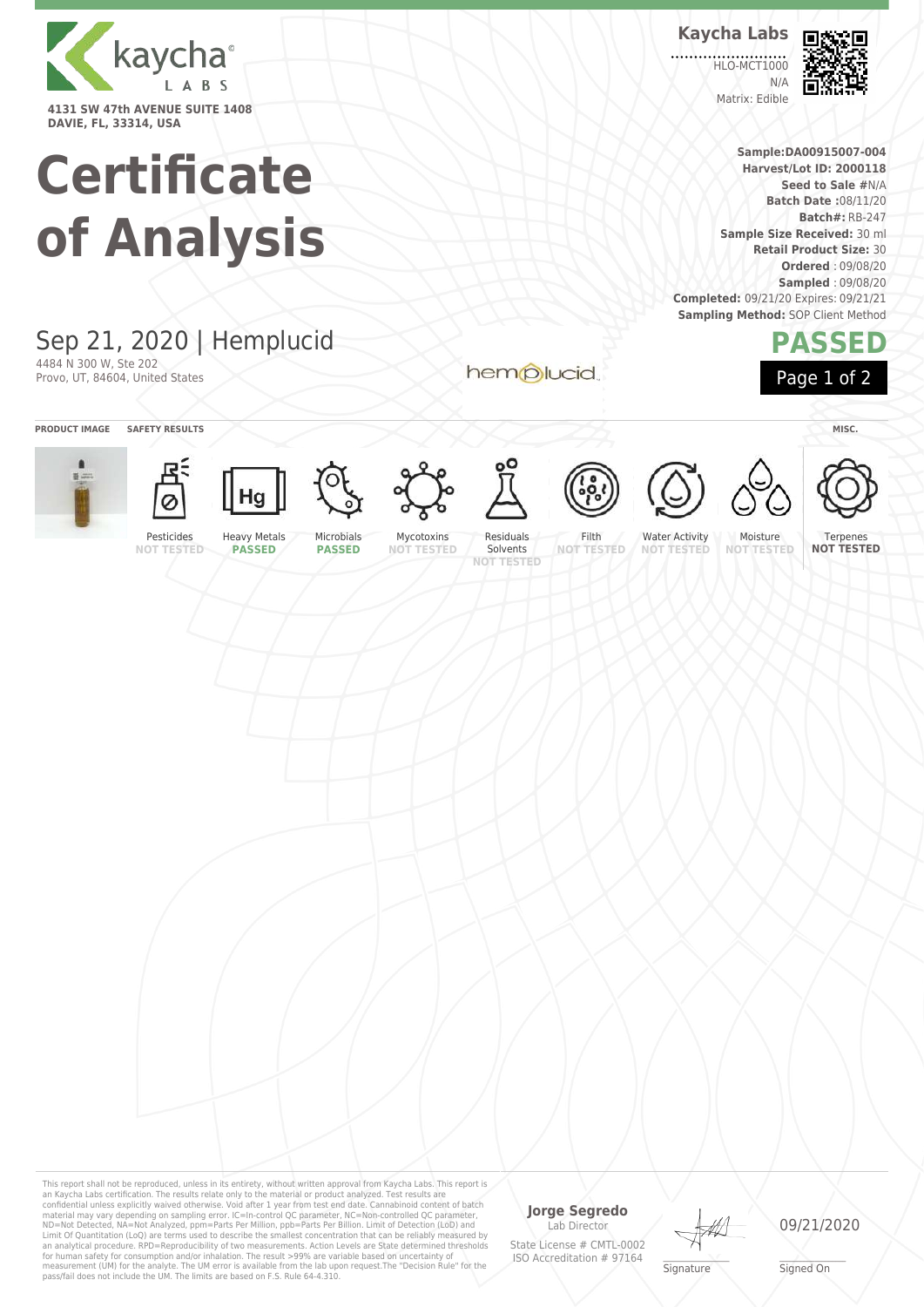kaycha LABS

4131 SW 47th AVENUE SUITE 1408
DAVIE, FL, 33314, USA

**Kaycha Labs**

HLO-MCT1000
N/A
Matrix: Edible

# Certificate of Analysis

**Sample:DA00915007-004**
**Harvest/Lot ID: 2000118**
**Seed to Sale #**N/A
**Batch Date :**08/11/20
**Batch#:** RB-247
**Sample Size Received:** 30 ml
**Retail Product Size:** 30
**Ordered** : 09/08/20
**Sampled** : 09/08/20
**Completed:** 09/21/20 Expires: 09/21/21
**Sampling Method:** SOP Client Method

## Sep 21, 2020 | Hemplucid

4484 N 300 W, Ste 202
Provo, UT, 84604, United States

hemplucid

**PASSED**

**PRODUCT IMAGE** **SAFETY RESULTS** **MISC.**

| Pesticides | Heavy Metals | Microbials | Mycotoxins | Residuals Solvents | Filth | Water Activity | Moisture | Terpenes |
|---|---|---|---|---|---|---|---|---|
| NOT TESTED | PASSED | PASSED | NOT TESTED | NOT TESTED | NOT TESTED | NOT TESTED | NOT TESTED | NOT TESTED |

This report shall not be reproduced, unless in its entirety, without written approval from Kaycha Labs. This report is an Kaycha Labs certification. The results relate only to the material or product analyzed. Test results are confidential unless explicitly waived otherwise. Void after 1 year from test end date. Cannabinoid content of batch material may vary depending on sampling error. IC=In-control QC parameter, NC=Non-controlled QC parameter, ND=Not Detected, NA=Not Analyzed, ppm=Parts Per Million, ppb=Parts Per Billion. Limit of Detection (LoD) and Limit Of Quantitation (LoQ) are terms used to describe the smallest concentration that can be reliably measured by an analytical procedure. RPD=Reproducibility of two measurements. Action Levels are State determined thresholds for human safety for consumption and/or inhalation. The result >99% are variable based on uncertainty of measurement (UM) for the analyte. The UM error is available from the lab upon request.The "Decision Rule" for the pass/fail does not include the UM. The limits are based on F.S. Rule 64-4.310.

**Jorge Segredo**
Lab Director
State License # CMTL-0002
ISO Accreditation # 97164

Signature

09/21/2020
Signed On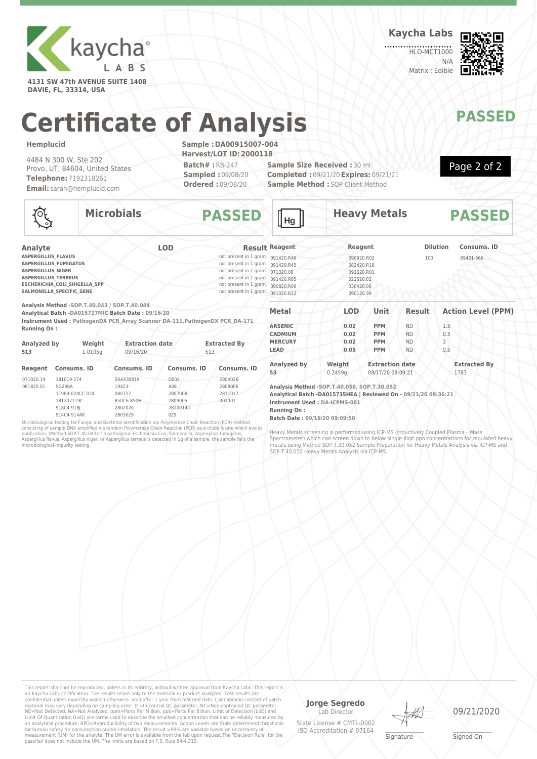# Kaycha Labs

4131 SW 47th AVENUE SUITE 1408
DAVIE, FL, 33314, USA

**Kaycha Labs**

HLO-MCT1000
N/A
Matrix : Edible

# Certificate of Analysis

**PASSED**

**Hemplucid**

4484 N 300 W, Ste 202
Provo, UT, 84604, United States
**Telephone:** 7192318261
**Email:** sarah@hemplucid.com

**Sample :** DA00915007-004
**Harvest/LOT ID:** 2000118
**Batch# :** RB-247
**Sampled :** 09/08/20
**Ordered :** 09/08/20
**Sample Size Received :** 30 ml
**Completed :** 09/21/20 **Expires:** 09/21/21
**Sample Method :** SOP Client Method

## Microbials — PASSED

| Analyte | LOD | Result |
|---|---|---|
| ASPERGILLUS_FLAVUS | | not present in 1 gram. |
| ASPERGILLUS_FUMIGATUS | | not present in 1 gram. |
| ASPERGILLUS_NIGER | | not present in 1 gram. |
| ASPERGILLUS_TERREUS | | not present in 1 gram. |
| ESCHERICHIA_COLI_SHIGELLA_SPP | | not present in 1 gram. |
| SALMONELLA_SPECIFIC_GENE | | not present in 1 gram. |

**Analysis Method -SOP.T.40.043 / SOP.T.40.044**
**Analytical Batch -DA015727MIC Batch Date : 09/16/20**
**Instrument Used : PathogenDX PCR_Array Scanner DA-111,PathogenDX PCR_DA-171**
**Running On :**

| Analyzed by | Weight | Extraction date | Extracted By |
|---|---|---|---|
| 513 | 1.0105g | 09/16/20 | 513 |

| Reagent | Consums. ID | Consums. ID | Consums. ID | Consums. ID |
|---|---|---|---|---|
| 071020.14 | 181019-274 | 50AX30819 | D004 | 2804026 |
| 081820.01 | SG298A | 19423 | A08 | 2808006 |
| | 11989-024CC-024 | 080717 | 2807008 | 2811017 |
| | 181207119C | 850C6-850H | 2809005 | 001001 |
| | 918C4-918J | 2802020 | 2810014D | |
| | 914C4-914AK | 2803029 | 029 | |

Microbiological testing for Fungal and Bacterial Identification via Polymerase Chain Reaction (PCR) method consisting of sample DNA amplified via tandem Polymerase Chain Reaction (PCR) as a crude lysate which avoids purification. (Method SOP.T.40.043) If a pathogenic Escherichia Coli, Salmonella, Aspergillus fumigatus, Aspergillus flavus, Aspergillus niger, or Aspergillus terreus is detected in 1g of a sample, the sample fails the microbiological-impurity testing.

## Heavy Metals — PASSED

| Reagent | Reagent | Dilution | Consums. ID |
|---|---|---|---|
| 091420.R46 | 090920.R02 | 100 | 89401-566 |
| 091420.R45 | 082420.R18 | | |
| 071320.08 | 091620.R01 | | |
| 091420.R05 | 022520.02 | | |
| 090820.R06 | 030420.06 | | |
| 091020.R22 | 090120.39 | | |

| Metal | LOD | Unit | Result | Action Level (PPM) |
|---|---|---|---|---|
| ARSENIC | 0.02 | PPM | ND | 1.5 |
| CADMIUM | 0.02 | PPM | ND | 0.5 |
| MERCURY | 0.02 | PPM | ND | 3 |
| LEAD | 0.05 | PPM | ND | 0.5 |

| Analyzed by | Weight | Extraction date | Extracted By |
|---|---|---|---|
| 53 | 0.2459g | 09/17/20 09:09:21 | 1783 |

**Analysis Method -SOP.T.40.050, SOP.T.30.052**
**Analytical Batch -DA015735HEA | Reviewed On - 09/21/20 08:36:21**
**Instrument Used : DA-ICPMS-001**
**Running On :**
**Batch Date : 09/16/20 09:09:50**

Heavy Metals screening is performed using ICP-MS (Inductively Coupled Plasma - Mass Spectrometer) which can screen down to below single digit ppb concentrations for regulated heavy metals using Method SOP.T.30.052 Sample Preparation for Heavy Metals Analysis via ICP-MS and SOP.T.40.050 Heavy Metals Analysis via ICP-MS.

This report shall not be reproduced, unless in its entirety, without written approval from Kaycha Labs. This report is an Kaycha Labs certification. The results relate only to the material or product analyzed. Test results are confidential unless explicitly waived otherwise. Void after 1 year from test end date. Cannabinoid content of batch material may vary depending on sampling error. IC=In-control QC parameter, NC=Non-controlled QC parameter, ND=Not Detected, NA=Not Analyzed, ppm=Parts Per Million, ppb=Parts Per Billion. Limit of Detection (LoD) and Limit Of Quantitation (LoQ) are terms used to describe the smallest concentration that can be reliably measured by an analytical procedure. RPD=Reproducibility of two measurements. Action Levels are State determined thresholds for human safety for consumption and/or inhalation. The result >99% are variable based on uncertainty of measurement (UM) for the analyte. The UM error is available from the lab upon request.The "Decision Rule" for the pass/fail does not include the UM. The limits are based on F.S. Rule 64-4.310.

**Jorge Segredo**
Lab Director
State License # CMTL-0002
ISO Accreditation # 97164

Signature

09/21/2020
Signed On